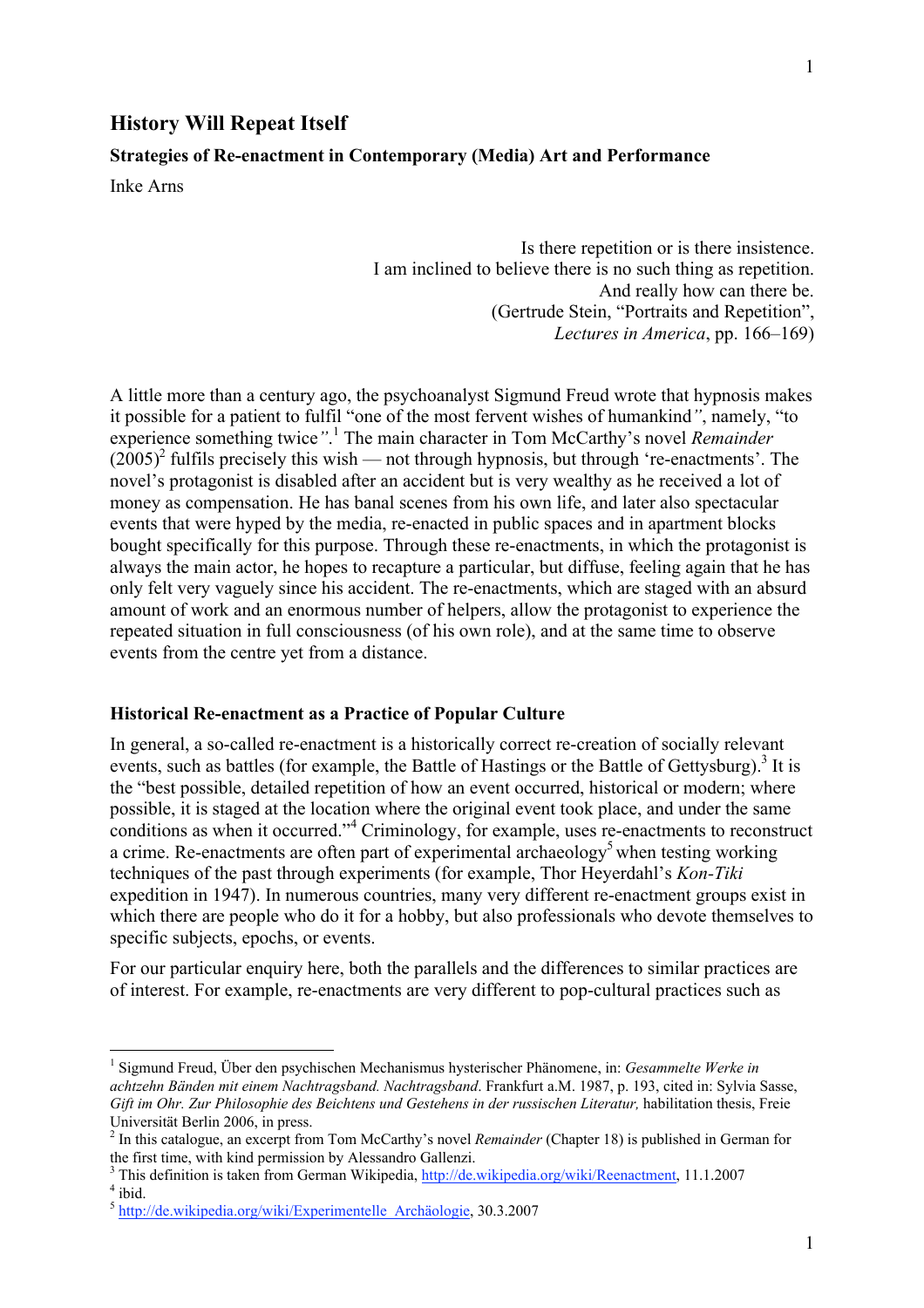# History Will Repeat Itself

**Strategies of Re-enactment in Contemporary (Media) Art and Performance**

Inke Arns

> Is there repetition or is there insistence.
> I am inclined to believe there is no such thing as repetition.
> And really how can there be.
> (Gertrude Stein, "Portraits and Repetition",
> *Lectures in America*, pp. 166–169)

A little more than a century ago, the psychoanalyst Sigmund Freud wrote that hypnosis makes it possible for a patient to fulfil "one of the most fervent wishes of humankind", namely, "to experience something twice".[1] The main character in Tom McCarthy's novel *Remainder* (2005)[2] fulfils precisely this wish — not through hypnosis, but through 're-enactments'. The novel's protagonist is disabled after an accident but is very wealthy as he received a lot of money as compensation. He has banal scenes from his own life, and later also spectacular events that were hyped by the media, re-enacted in public spaces and in apartment blocks bought specifically for this purpose. Through these re-enactments, in which the protagonist is always the main actor, he hopes to recapture a particular, but diffuse, feeling again that he has only felt very vaguely since his accident. The re-enactments, which are staged with an absurd amount of work and an enormous number of helpers, allow the protagonist to experience the repeated situation in full consciousness (of his own role), and at the same time to observe events from the centre yet from a distance.

## Historical Re-enactment as a Practice of Popular Culture

In general, a so-called re-enactment is a historically correct re-creation of socially relevant events, such as battles (for example, the Battle of Hastings or the Battle of Gettysburg).[3] It is the "best possible, detailed repetition of how an event occurred, historical or modern; where possible, it is staged at the location where the original event took place, and under the same conditions as when it occurred."[4] Criminology, for example, uses re-enactments to reconstruct a crime. Re-enactments are often part of experimental archaeology[5] when testing working techniques of the past through experiments (for example, Thor Heyerdahl's *Kon-Tiki* expedition in 1947). In numerous countries, many very different re-enactment groups exist in which there are people who do it for a hobby, but also professionals who devote themselves to specific subjects, epochs, or events.

For our particular enquiry here, both the parallels and the differences to similar practices are of interest. For example, re-enactments are very different to pop-cultural practices such as

---

[1] Sigmund Freud, Über den psychischen Mechanismus hysterischer Phänomene, in: *Gesammelte Werke in achtzehn Bänden mit einem Nachtragsband. Nachtragsband*. Frankfurt a.M. 1987, p. 193, cited in: Sylvia Sasse, *Gift im Ohr. Zur Philosophie des Beichtens und Gestehens in der russischen Literatur,* habilitation thesis, Freie Universität Berlin 2006, in press.

[2] In this catalogue, an excerpt from Tom McCarthy's novel *Remainder* (Chapter 18) is published in German for the first time, with kind permission by Alessandro Gallenzi.

[3] This definition is taken from German Wikipedia, http://de.wikipedia.org/wiki/Reenactment, 11.1.2007

[4] ibid.

[5] http://de.wikipedia.org/wiki/Experimentelle_Archäologie, 30.3.2007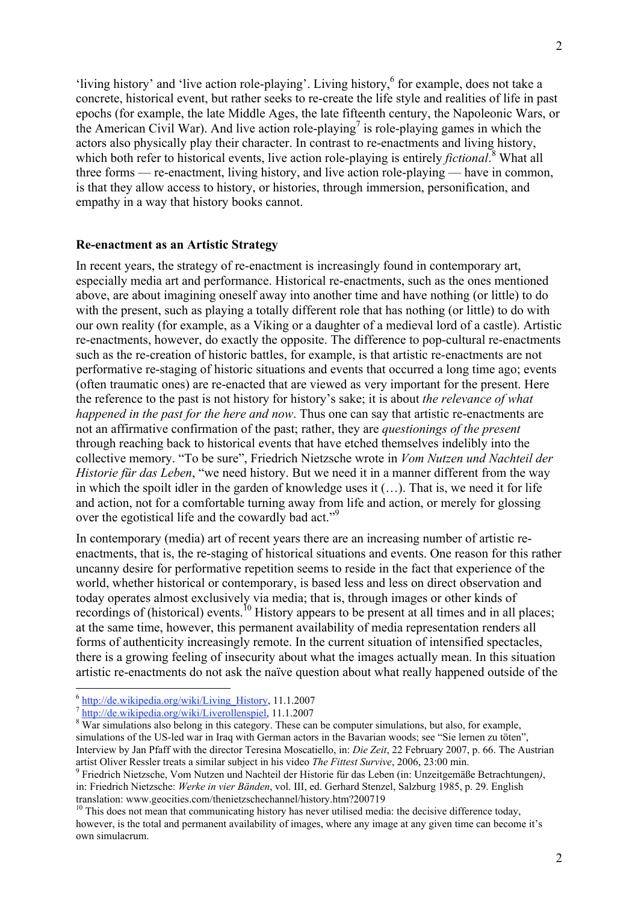'living history' and 'live action role-playing'. Living history,[6] for example, does not take a concrete, historical event, but rather seeks to re-create the life style and realities of life in past epochs (for example, the late Middle Ages, the late fifteenth century, the Napoleonic Wars, or the American Civil War). And live action role-playing[7] is role-playing games in which the actors also physically play their character. In contrast to re-enactments and living history, which both refer to historical events, live action role-playing is entirely *fictional*.[8] What all three forms — re-enactment, living history, and live action role-playing — have in common, is that they allow access to history, or histories, through immersion, personification, and empathy in a way that history books cannot.

## Re-enactment as an Artistic Strategy

In recent years, the strategy of re-enactment is increasingly found in contemporary art, especially media art and performance. Historical re-enactments, such as the ones mentioned above, are about imagining oneself away into another time and have nothing (or little) to do with the present, such as playing a totally different role that has nothing (or little) to do with our own reality (for example, as a Viking or a daughter of a medieval lord of a castle). Artistic re-enactments, however, do exactly the opposite. The difference to pop-cultural re-enactments such as the re-creation of historic battles, for example, is that artistic re-enactments are not performative re-staging of historic situations and events that occurred a long time ago; events (often traumatic ones) are re-enacted that are viewed as very important for the present. Here the reference to the past is not history for history's sake; it is about *the relevance of what happened in the past for the here and now*. Thus one can say that artistic re-enactments are not an affirmative confirmation of the past; rather, they are *questionings of the present* through reaching back to historical events that have etched themselves indelibly into the collective memory. "To be sure", Friedrich Nietzsche wrote in *Vom Nutzen und Nachteil der Historie für das Leben*, "we need history. But we need it in a manner different from the way in which the spoilt idler in the garden of knowledge uses it (…). That is, we need it for life and action, not for a comfortable turning away from life and action, or merely for glossing over the egotistical life and the cowardly bad act."[9]

In contemporary (media) art of recent years there are an increasing number of artistic re-enactments, that is, the re-staging of historical situations and events. One reason for this rather uncanny desire for performative repetition seems to reside in the fact that experience of the world, whether historical or contemporary, is based less and less on direct observation and today operates almost exclusively via media; that is, through images or other kinds of recordings of (historical) events.[10] History appears to be present at all times and in all places; at the same time, however, this permanent availability of media representation renders all forms of authenticity increasingly remote. In the current situation of intensified spectacles, there is a growing feeling of insecurity about what the images actually mean. In this situation artistic re-enactments do not ask the naïve question about what really happened outside of the

---

[6] http://de.wikipedia.org/wiki/Living_History, 11.1.2007

[7] http://de.wikipedia.org/wiki/Liverollenspiel, 11.1.2007

[8] War simulations also belong in this category. These can be computer simulations, but also, for example, simulations of the US-led war in Iraq with German actors in the Bavarian woods; see "Sie lernen zu töten", Interview by Jan Pfaff with the director Teresina Moscatiello, in: *Die Zeit*, 22 February 2007, p. 66. The Austrian artist Oliver Ressler treats a similar subject in his video *The Fittest Survive*, 2006, 23:00 min.

[9] Friedrich Nietzsche, Vom Nutzen und Nachteil der Historie für das Leben (in: Unzeitgemäße Betrachtungen*)*, in: Friedrich Nietzsche: *Werke in vier Bänden*, vol. III, ed. Gerhard Stenzel, Salzburg 1985, p. 29. English translation: www.geocities.com/thenietzschechannel/history.htm?200719

[10] This does not mean that communicating history has never utilised media: the decisive difference today, however, is the total and permanent availability of images, where any image at any given time can become it's own simulacrum.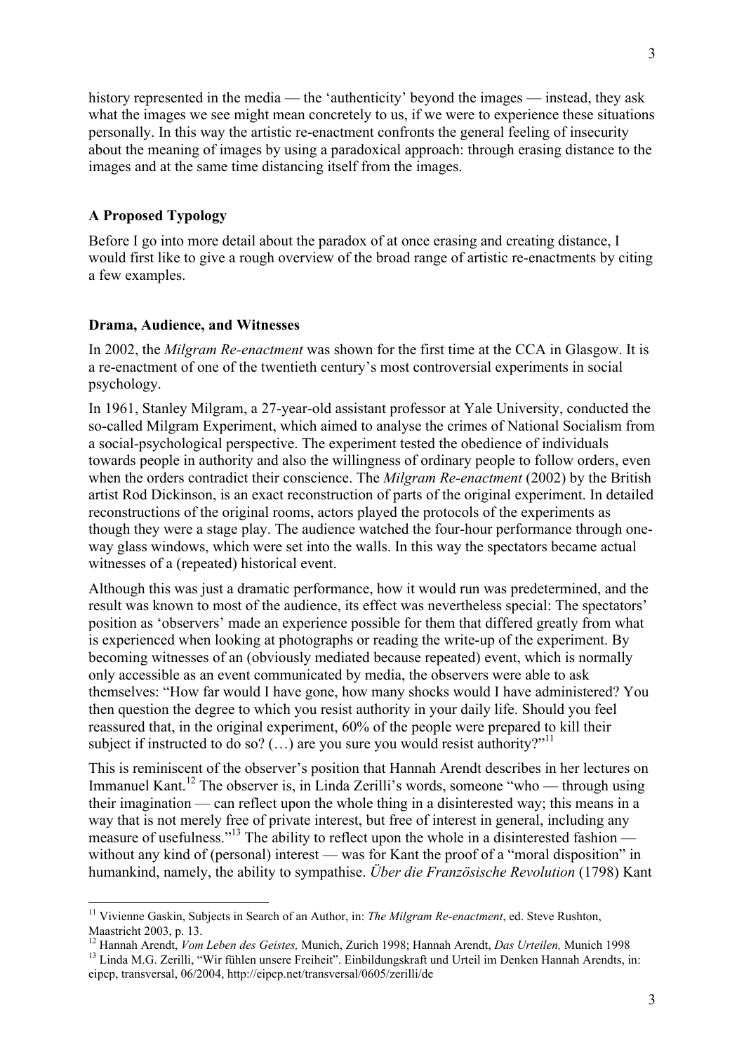history represented in the media — the 'authenticity' beyond the images — instead, they ask what the images we see might mean concretely to us, if we were to experience these situations personally. In this way the artistic re-enactment confronts the general feeling of insecurity about the meaning of images by using a paradoxical approach: through erasing distance to the images and at the same time distancing itself from the images.

## A Proposed Typology

Before I go into more detail about the paradox of at once erasing and creating distance, I would first like to give a rough overview of the broad range of artistic re-enactments by citing a few examples.

## Drama, Audience, and Witnesses

In 2002, the *Milgram Re-enactment* was shown for the first time at the CCA in Glasgow. It is a re-enactment of one of the twentieth century's most controversial experiments in social psychology.

In 1961, Stanley Milgram, a 27-year-old assistant professor at Yale University, conducted the so-called Milgram Experiment, which aimed to analyse the crimes of National Socialism from a social-psychological perspective. The experiment tested the obedience of individuals towards people in authority and also the willingness of ordinary people to follow orders, even when the orders contradict their conscience. The *Milgram Re-enactment* (2002) by the British artist Rod Dickinson, is an exact reconstruction of parts of the original experiment. In detailed reconstructions of the original rooms, actors played the protocols of the experiments as though they were a stage play. The audience watched the four-hour performance through one-way glass windows, which were set into the walls. In this way the spectators became actual witnesses of a (repeated) historical event.

Although this was just a dramatic performance, how it would run was predetermined, and the result was known to most of the audience, its effect was nevertheless special: The spectators' position as 'observers' made an experience possible for them that differed greatly from what is experienced when looking at photographs or reading the write-up of the experiment. By becoming witnesses of an (obviously mediated because repeated) event, which is normally only accessible as an event communicated by media, the observers were able to ask themselves: "How far would I have gone, how many shocks would I have administered? You then question the degree to which you resist authority in your daily life. Should you feel reassured that, in the original experiment, 60% of the people were prepared to kill their subject if instructed to do so? (…) are you sure you would resist authority?"[11]

This is reminiscent of the observer's position that Hannah Arendt describes in her lectures on Immanuel Kant.[12] The observer is, in Linda Zerilli's words, someone "who — through using their imagination — can reflect upon the whole thing in a disinterested way; this means in a way that is not merely free of private interest, but free of interest in general, including any measure of usefulness."[13] The ability to reflect upon the whole in a disinterested fashion — without any kind of (personal) interest — was for Kant the proof of a "moral disposition" in humankind, namely, the ability to sympathise. *Über die Französische Revolution* (1798) Kant

---

[11] Vivienne Gaskin, Subjects in Search of an Author, in: *The Milgram Re-enactment*, ed. Steve Rushton, Maastricht 2003, p. 13.

[12] Hannah Arendt, *Vom Leben des Geistes,* Munich, Zurich 1998; Hannah Arendt, *Das Urteilen,* Munich 1998

[13] Linda M.G. Zerilli, "Wir fühlen unsere Freiheit". Einbildungskraft und Urteil im Denken Hannah Arendts, in: eipcp, transversal, 06/2004, http://eipcp.net/transversal/0605/zerilli/de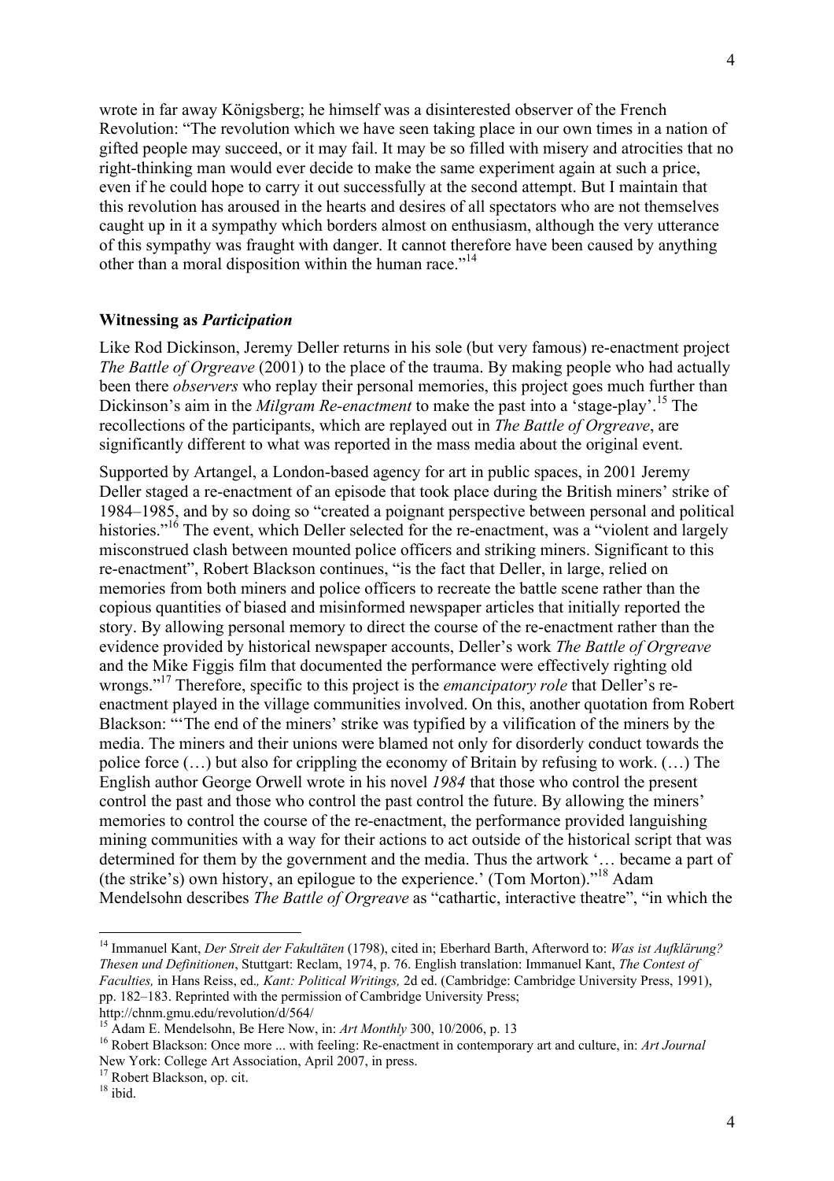wrote in far away Königsberg; he himself was a disinterested observer of the French Revolution: "The revolution which we have seen taking place in our own times in a nation of gifted people may succeed, or it may fail. It may be so filled with misery and atrocities that no right-thinking man would ever decide to make the same experiment again at such a price, even if he could hope to carry it out successfully at the second attempt. But I maintain that this revolution has aroused in the hearts and desires of all spectators who are not themselves caught up in it a sympathy which borders almost on enthusiasm, although the very utterance of this sympathy was fraught with danger. It cannot therefore have been caused by anything other than a moral disposition within the human race."[14]

## Witnessing as *Participation*

Like Rod Dickinson, Jeremy Deller returns in his sole (but very famous) re-enactment project *The Battle of Orgreave* (2001) to the place of the trauma. By making people who had actually been there *observers* who replay their personal memories, this project goes much further than Dickinson's aim in the *Milgram Re-enactment* to make the past into a 'stage-play'.[15] The recollections of the participants, which are replayed out in *The Battle of Orgreave*, are significantly different to what was reported in the mass media about the original event.

Supported by Artangel, a London-based agency for art in public spaces, in 2001 Jeremy Deller staged a re-enactment of an episode that took place during the British miners' strike of 1984–1985, and by so doing so "created a poignant perspective between personal and political histories."[16] The event, which Deller selected for the re-enactment, was a "violent and largely misconstrued clash between mounted police officers and striking miners. Significant to this re-enactment", Robert Blackson continues, "is the fact that Deller, in large, relied on memories from both miners and police officers to recreate the battle scene rather than the copious quantities of biased and misinformed newspaper articles that initially reported the story. By allowing personal memory to direct the course of the re-enactment rather than the evidence provided by historical newspaper accounts, Deller's work *The Battle of Orgreave* and the Mike Figgis film that documented the performance were effectively righting old wrongs."[17] Therefore, specific to this project is the *emancipatory role* that Deller's re-enactment played in the village communities involved. On this, another quotation from Robert Blackson: "'The end of the miners' strike was typified by a vilification of the miners by the media. The miners and their unions were blamed not only for disorderly conduct towards the police force (…) but also for crippling the economy of Britain by refusing to work. (…) The English author George Orwell wrote in his novel *1984* that those who control the present control the past and those who control the past control the future. By allowing the miners' memories to control the course of the re-enactment, the performance provided languishing mining communities with a way for their actions to act outside of the historical script that was determined for them by the government and the media. Thus the artwork '… became a part of (the strike's) own history, an epilogue to the experience.' (Tom Morton)."[18] Adam Mendelsohn describes *The Battle of Orgreave* as "cathartic, interactive theatre", "in which the

---

[14] Immanuel Kant, *Der Streit der Fakultäten* (1798), cited in; Eberhard Barth, Afterword to: *Was ist Aufklärung? Thesen und Definitionen*, Stuttgart: Reclam, 1974, p. 76. English translation: Immanuel Kant, *The Contest of Faculties,* in Hans Reiss, ed.*, Kant: Political Writings,* 2d ed. (Cambridge: Cambridge University Press, 1991), pp. 182–183. Reprinted with the permission of Cambridge University Press; http://chnm.gmu.edu/revolution/d/564/

[15] Adam E. Mendelsohn, Be Here Now, in: *Art Monthly* 300, 10/2006, p. 13

[16] Robert Blackson: Once more ... with feeling: Re-enactment in contemporary art and culture, in: *Art Journal* New York: College Art Association, April 2007, in press.

[17] Robert Blackson, op. cit.

[18] ibid.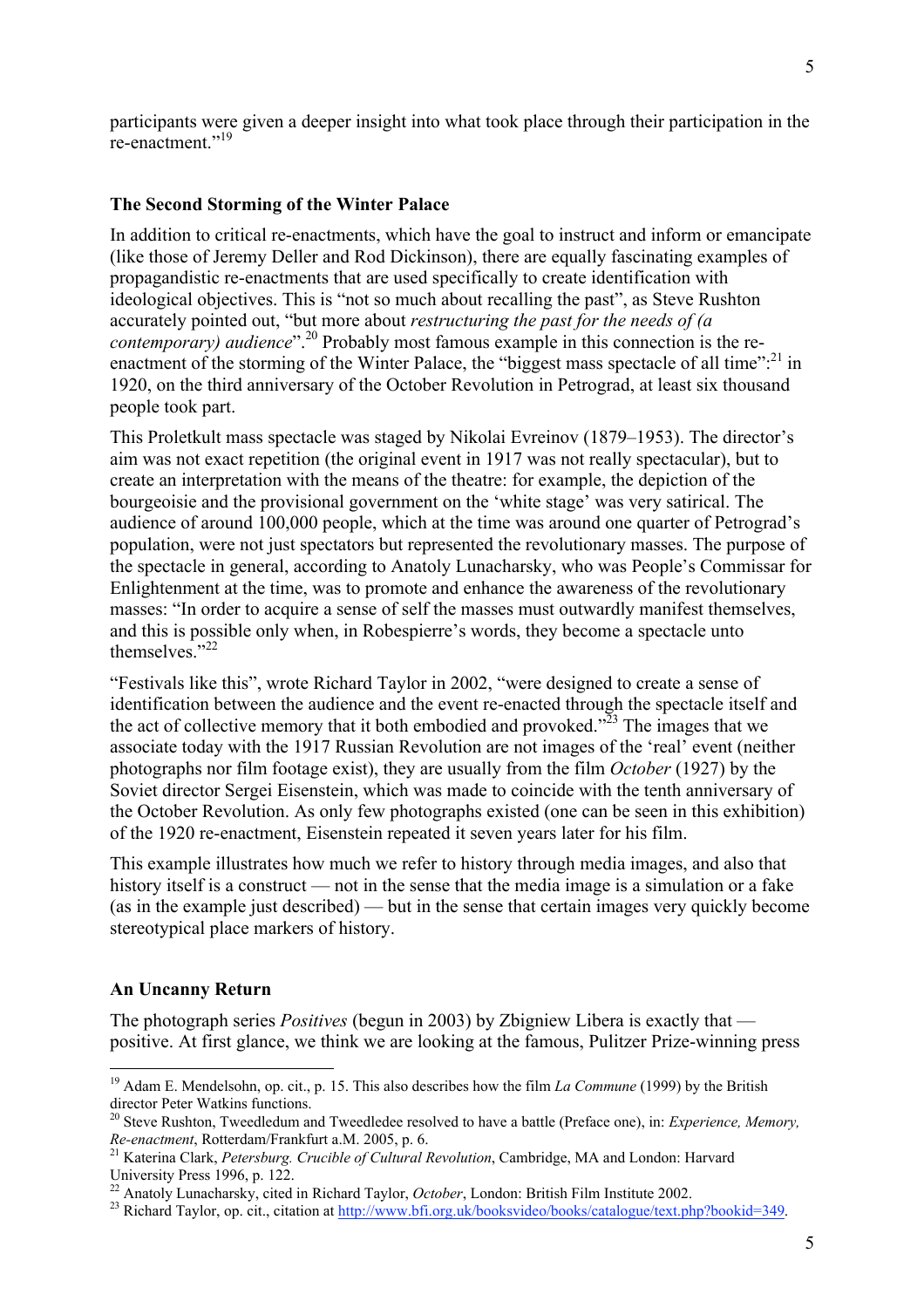participants were given a deeper insight into what took place through their participation in the re-enactment."[19]

## The Second Storming of the Winter Palace

In addition to critical re-enactments, which have the goal to instruct and inform or emancipate (like those of Jeremy Deller and Rod Dickinson), there are equally fascinating examples of propagandistic re-enactments that are used specifically to create identification with ideological objectives. This is "not so much about recalling the past", as Steve Rushton accurately pointed out, "but more about *restructuring the past for the needs of (a contemporary) audience*".[20] Probably most famous example in this connection is the re-enactment of the storming of the Winter Palace, the "biggest mass spectacle of all time":[21] in 1920, on the third anniversary of the October Revolution in Petrograd, at least six thousand people took part.

This Proletkult mass spectacle was staged by Nikolai Evreinov (1879–1953). The director's aim was not exact repetition (the original event in 1917 was not really spectacular), but to create an interpretation with the means of the theatre: for example, the depiction of the bourgeoisie and the provisional government on the 'white stage' was very satirical. The audience of around 100,000 people, which at the time was around one quarter of Petrograd's population, were not just spectators but represented the revolutionary masses. The purpose of the spectacle in general, according to Anatoly Lunacharsky, who was People's Commissar for Enlightenment at the time, was to promote and enhance the awareness of the revolutionary masses: "In order to acquire a sense of self the masses must outwardly manifest themselves, and this is possible only when, in Robespierre's words, they become a spectacle unto themselves."[22]

"Festivals like this", wrote Richard Taylor in 2002, "were designed to create a sense of identification between the audience and the event re-enacted through the spectacle itself and the act of collective memory that it both embodied and provoked."[23] The images that we associate today with the 1917 Russian Revolution are not images of the 'real' event (neither photographs nor film footage exist), they are usually from the film *October* (1927) by the Soviet director Sergei Eisenstein, which was made to coincide with the tenth anniversary of the October Revolution. As only few photographs existed (one can be seen in this exhibition) of the 1920 re-enactment, Eisenstein repeated it seven years later for his film.

This example illustrates how much we refer to history through media images, and also that history itself is a construct — not in the sense that the media image is a simulation or a fake (as in the example just described) — but in the sense that certain images very quickly become stereotypical place markers of history.

## An Uncanny Return

The photograph series *Positives* (begun in 2003) by Zbigniew Libera is exactly that — positive. At first glance, we think we are looking at the famous, Pulitzer Prize-winning press

---

[19] Adam E. Mendelsohn, op. cit., p. 15. This also describes how the film *La Commune* (1999) by the British director Peter Watkins functions.

[20] Steve Rushton, Tweedledum and Tweedledee resolved to have a battle (Preface one), in: *Experience, Memory, Re-enactment*, Rotterdam/Frankfurt a.M. 2005, p. 6.

[21] Katerina Clark, *Petersburg. Crucible of Cultural Revolution*, Cambridge, MA and London: Harvard University Press 1996, p. 122.

[22] Anatoly Lunacharsky, cited in Richard Taylor, *October*, London: British Film Institute 2002.

[23] Richard Taylor, op. cit., citation at http://www.bfi.org.uk/booksvideo/books/catalogue/text.php?bookid=349.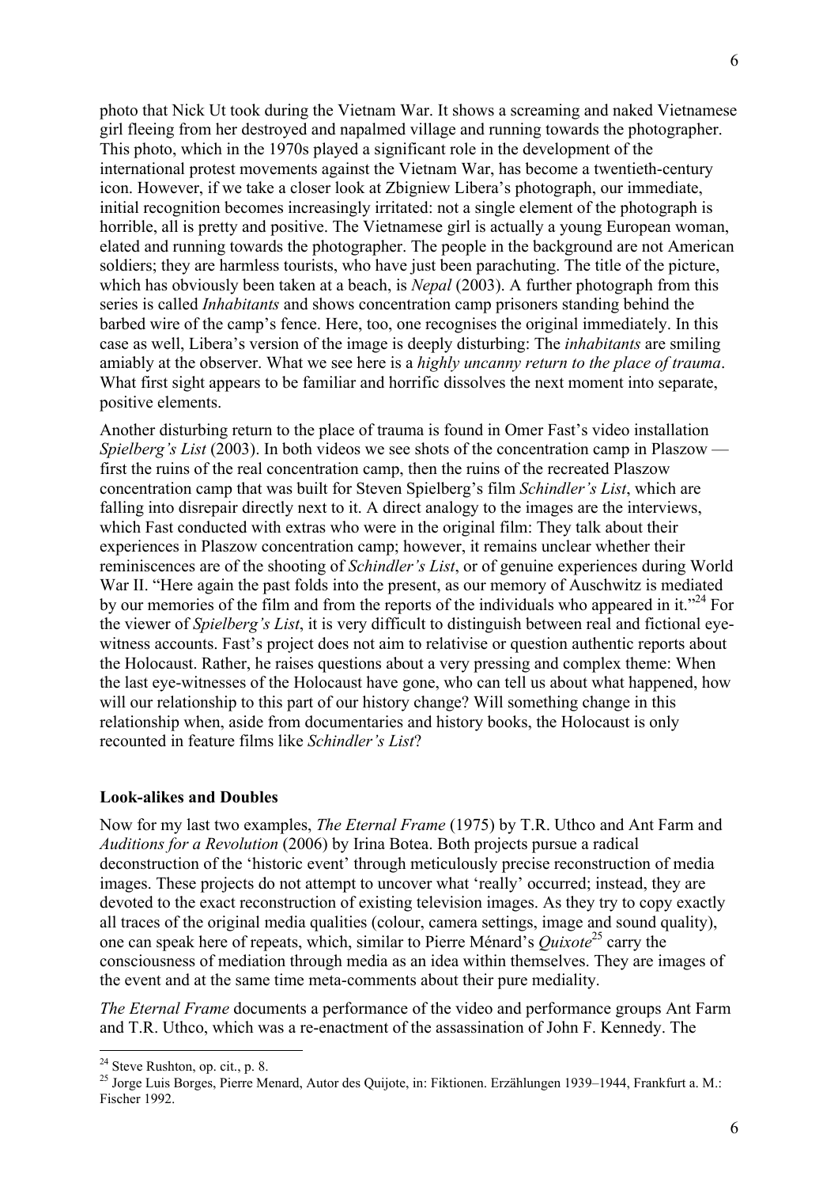photo that Nick Ut took during the Vietnam War. It shows a screaming and naked Vietnamese girl fleeing from her destroyed and napalmed village and running towards the photographer. This photo, which in the 1970s played a significant role in the development of the international protest movements against the Vietnam War, has become a twentieth-century icon. However, if we take a closer look at Zbigniew Libera's photograph, our immediate, initial recognition becomes increasingly irritated: not a single element of the photograph is horrible, all is pretty and positive. The Vietnamese girl is actually a young European woman, elated and running towards the photographer. The people in the background are not American soldiers; they are harmless tourists, who have just been parachuting. The title of the picture, which has obviously been taken at a beach, is *Nepal* (2003). A further photograph from this series is called *Inhabitants* and shows concentration camp prisoners standing behind the barbed wire of the camp's fence. Here, too, one recognises the original immediately. In this case as well, Libera's version of the image is deeply disturbing: The *inhabitants* are smiling amiably at the observer. What we see here is a *highly uncanny return to the place of trauma*. What first sight appears to be familiar and horrific dissolves the next moment into separate, positive elements.

Another disturbing return to the place of trauma is found in Omer Fast's video installation *Spielberg's List* (2003). In both videos we see shots of the concentration camp in Plaszow — first the ruins of the real concentration camp, then the ruins of the recreated Plaszow concentration camp that was built for Steven Spielberg's film *Schindler's List*, which are falling into disrepair directly next to it. A direct analogy to the images are the interviews, which Fast conducted with extras who were in the original film: They talk about their experiences in Plaszow concentration camp; however, it remains unclear whether their reminiscences are of the shooting of *Schindler's List*, or of genuine experiences during World War II. "Here again the past folds into the present, as our memory of Auschwitz is mediated by our memories of the film and from the reports of the individuals who appeared in it."[24] For the viewer of *Spielberg's List*, it is very difficult to distinguish between real and fictional eye-witness accounts. Fast's project does not aim to relativise or question authentic reports about the Holocaust. Rather, he raises questions about a very pressing and complex theme: When the last eye-witnesses of the Holocaust have gone, who can tell us about what happened, how will our relationship to this part of our history change? Will something change in this relationship when, aside from documentaries and history books, the Holocaust is only recounted in feature films like *Schindler's List*?

**Look-alikes and Doubles**

Now for my last two examples, *The Eternal Frame* (1975) by T.R. Uthco and Ant Farm and *Auditions for a Revolution* (2006) by Irina Botea. Both projects pursue a radical deconstruction of the 'historic event' through meticulously precise reconstruction of media images. These projects do not attempt to uncover what 'really' occurred; instead, they are devoted to the exact reconstruction of existing television images. As they try to copy exactly all traces of the original media qualities (colour, camera settings, image and sound quality), one can speak here of repeats, which, similar to Pierre Ménard's *Quixote*[25] carry the consciousness of mediation through media as an idea within themselves. They are images of the event and at the same time meta-comments about their pure mediality.

*The Eternal Frame* documents a performance of the video and performance groups Ant Farm and T.R. Uthco, which was a re-enactment of the assassination of John F. Kennedy. The

[24] Steve Rushton, op. cit., p. 8.

[25] Jorge Luis Borges, Pierre Menard, Autor des Quijote, in: Fiktionen. Erzählungen 1939–1944, Frankfurt a. M.: Fischer 1992.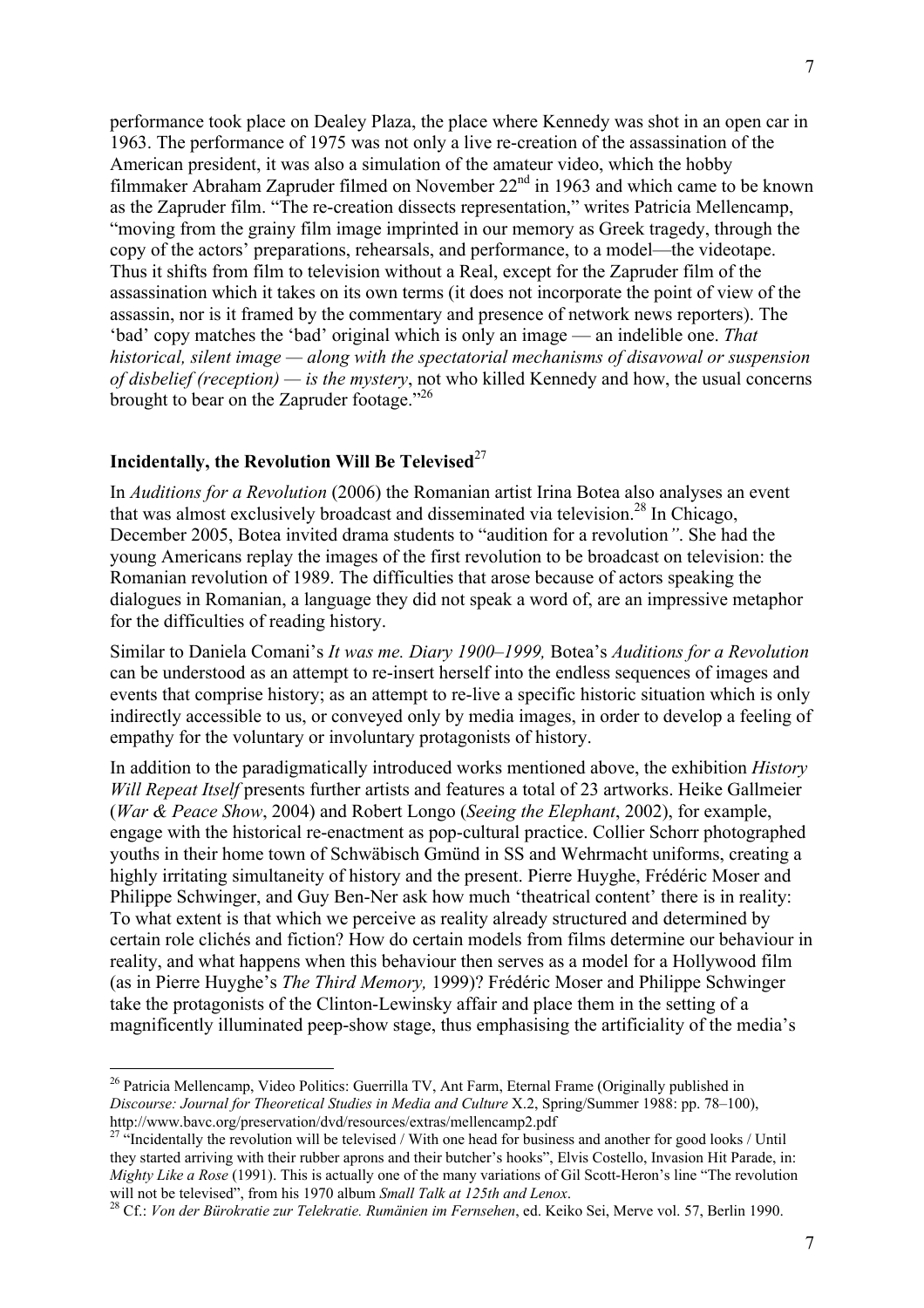performance took place on Dealey Plaza, the place where Kennedy was shot in an open car in 1963. The performance of 1975 was not only a live re-creation of the assassination of the American president, it was also a simulation of the amateur video, which the hobby filmmaker Abraham Zapruder filmed on November 22nd in 1963 and which came to be known as the Zapruder film. "The re-creation dissects representation," writes Patricia Mellencamp, "moving from the grainy film image imprinted in our memory as Greek tragedy, through the copy of the actors' preparations, rehearsals, and performance, to a model—the videotape. Thus it shifts from film to television without a Real, except for the Zapruder film of the assassination which it takes on its own terms (it does not incorporate the point of view of the assassin, nor is it framed by the commentary and presence of network news reporters). The 'bad' copy matches the 'bad' original which is only an image — an indelible one. *That historical, silent image — along with the spectatorial mechanisms of disavowal or suspension of disbelief (reception) — is the mystery*, not who killed Kennedy and how, the usual concerns brought to bear on the Zapruder footage."[26]

## Incidentally, the Revolution Will Be Televised[27]

In *Auditions for a Revolution* (2006) the Romanian artist Irina Botea also analyses an event that was almost exclusively broadcast and disseminated via television.[28] In Chicago, December 2005, Botea invited drama students to "audition for a revolution*"*. She had the young Americans replay the images of the first revolution to be broadcast on television: the Romanian revolution of 1989. The difficulties that arose because of actors speaking the dialogues in Romanian, a language they did not speak a word of, are an impressive metaphor for the difficulties of reading history.

Similar to Daniela Comani's *It was me. Diary 1900–1999,* Botea's *Auditions for a Revolution* can be understood as an attempt to re-insert herself into the endless sequences of images and events that comprise history; as an attempt to re-live a specific historic situation which is only indirectly accessible to us, or conveyed only by media images, in order to develop a feeling of empathy for the voluntary or involuntary protagonists of history.

In addition to the paradigmatically introduced works mentioned above, the exhibition *History Will Repeat Itself* presents further artists and features a total of 23 artworks. Heike Gallmeier (*War & Peace Show*, 2004) and Robert Longo (*Seeing the Elephant*, 2002), for example, engage with the historical re-enactment as pop-cultural practice. Collier Schorr photographed youths in their home town of Schwäbisch Gmünd in SS and Wehrmacht uniforms, creating a highly irritating simultaneity of history and the present. Pierre Huyghe, Frédéric Moser and Philippe Schwinger, and Guy Ben-Ner ask how much 'theatrical content' there is in reality: To what extent is that which we perceive as reality already structured and determined by certain role clichés and fiction? How do certain models from films determine our behaviour in reality, and what happens when this behaviour then serves as a model for a Hollywood film (as in Pierre Huyghe's *The Third Memory,* 1999)? Frédéric Moser and Philippe Schwinger take the protagonists of the Clinton-Lewinsky affair and place them in the setting of a magnificently illuminated peep-show stage, thus emphasising the artificiality of the media's

---

[26] Patricia Mellencamp, Video Politics: Guerrilla TV, Ant Farm, Eternal Frame (Originally published in *Discourse: Journal for Theoretical Studies in Media and Culture* X.2, Spring/Summer 1988: pp. 78–100), http://www.bavc.org/preservation/dvd/resources/extras/mellencamp2.pdf

[27] "Incidentally the revolution will be televised / With one head for business and another for good looks / Until they started arriving with their rubber aprons and their butcher's hooks", Elvis Costello, Invasion Hit Parade, in: *Mighty Like a Rose* (1991). This is actually one of the many variations of Gil Scott-Heron's line "The revolution will not be televised", from his 1970 album *Small Talk at 125th and Lenox*.

[28] Cf.: *Von der Bürokratie zur Telekratie. Rumänien im Fernsehen*, ed. Keiko Sei, Merve vol. 57, Berlin 1990.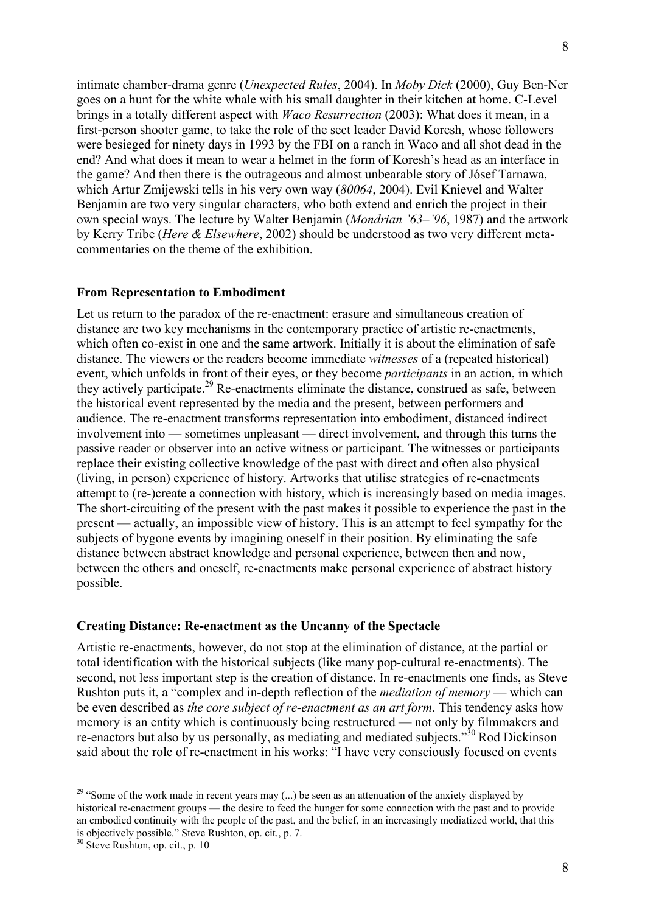intimate chamber-drama genre (*Unexpected Rules*, 2004). In *Moby Dick* (2000), Guy Ben-Ner goes on a hunt for the white whale with his small daughter in their kitchen at home. C-Level brings in a totally different aspect with *Waco Resurrection* (2003): What does it mean, in a first-person shooter game, to take the role of the sect leader David Koresh, whose followers were besieged for ninety days in 1993 by the FBI on a ranch in Waco and all shot dead in the end? And what does it mean to wear a helmet in the form of Koresh's head as an interface in the game? And then there is the outrageous and almost unbearable story of Jósef Tarnawa, which Artur Zmijewski tells in his very own way (*80064*, 2004). Evil Knievel and Walter Benjamin are two very singular characters, who both extend and enrich the project in their own special ways. The lecture by Walter Benjamin (*Mondrian '63–'96*, 1987) and the artwork by Kerry Tribe (*Here & Elsewhere*, 2002) should be understood as two very different meta-commentaries on the theme of the exhibition.

**From Representation to Embodiment**

Let us return to the paradox of the re-enactment: erasure and simultaneous creation of distance are two key mechanisms in the contemporary practice of artistic re-enactments, which often co-exist in one and the same artwork. Initially it is about the elimination of safe distance. The viewers or the readers become immediate *witnesses* of a (repeated historical) event, which unfolds in front of their eyes, or they become *participants* in an action, in which they actively participate.[29] Re-enactments eliminate the distance, construed as safe, between the historical event represented by the media and the present, between performers and audience. The re-enactment transforms representation into embodiment, distanced indirect involvement into — sometimes unpleasant — direct involvement, and through this turns the passive reader or observer into an active witness or participant. The witnesses or participants replace their existing collective knowledge of the past with direct and often also physical (living, in person) experience of history. Artworks that utilise strategies of re-enactments attempt to (re-)create a connection with history, which is increasingly based on media images. The short-circuiting of the present with the past makes it possible to experience the past in the present — actually, an impossible view of history. This is an attempt to feel sympathy for the subjects of bygone events by imagining oneself in their position. By eliminating the safe distance between abstract knowledge and personal experience, between then and now, between the others and oneself, re-enactments make personal experience of abstract history possible.

**Creating Distance: Re-enactment as the Uncanny of the Spectacle**

Artistic re-enactments, however, do not stop at the elimination of distance, at the partial or total identification with the historical subjects (like many pop-cultural re-enactments). The second, not less important step is the creation of distance. In re-enactments one finds, as Steve Rushton puts it, a "complex and in-depth reflection of the *mediation of memory* — which can be even described as *the core subject of re-enactment as an art form*. This tendency asks how memory is an entity which is continuously being restructured — not only by filmmakers and re-enactors but also by us personally, as mediating and mediated subjects."[30] Rod Dickinson said about the role of re-enactment in his works: "I have very consciously focused on events

---

[29] "Some of the work made in recent years may (...) be seen as an attenuation of the anxiety displayed by historical re-enactment groups — the desire to feed the hunger for some connection with the past and to provide an embodied continuity with the people of the past, and the belief, in an increasingly mediatized world, that this is objectively possible." Steve Rushton, op. cit., p. 7.

[30] Steve Rushton, op. cit., p. 10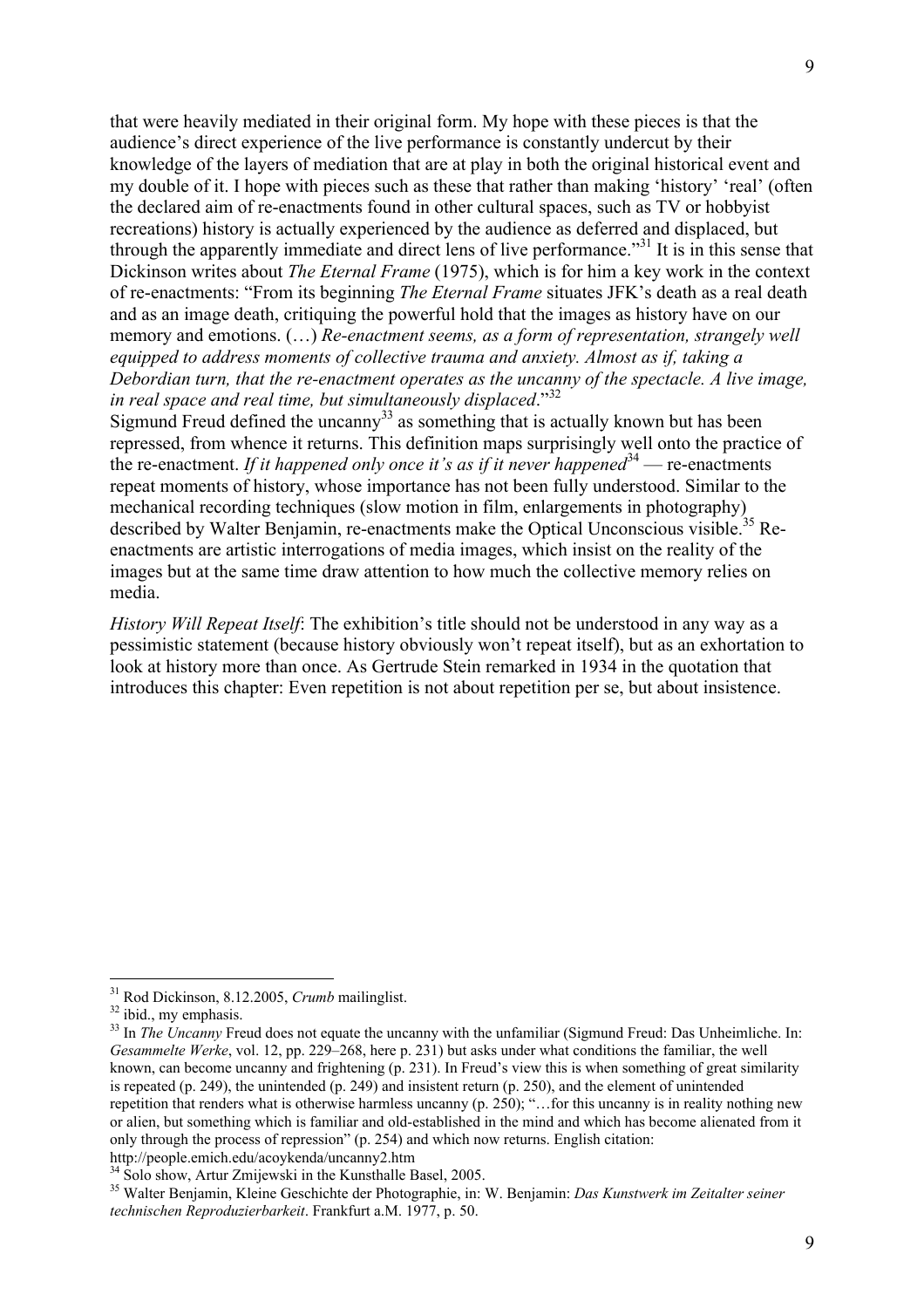that were heavily mediated in their original form. My hope with these pieces is that the audience's direct experience of the live performance is constantly undercut by their knowledge of the layers of mediation that are at play in both the original historical event and my double of it. I hope with pieces such as these that rather than making 'history' 'real' (often the declared aim of re-enactments found in other cultural spaces, such as TV or hobbyist recreations) history is actually experienced by the audience as deferred and displaced, but through the apparently immediate and direct lens of live performance."[31] It is in this sense that Dickinson writes about *The Eternal Frame* (1975), which is for him a key work in the context of re-enactments: "From its beginning *The Eternal Frame* situates JFK's death as a real death and as an image death, critiquing the powerful hold that the images as history have on our memory and emotions. (…) *Re-enactment seems, as a form of representation, strangely well equipped to address moments of collective trauma and anxiety. Almost as if, taking a Debordian turn, that the re-enactment operates as the uncanny of the spectacle. A live image, in real space and real time, but simultaneously displaced*."[32]

Sigmund Freud defined the uncanny[33] as something that is actually known but has been repressed, from whence it returns. This definition maps surprisingly well onto the practice of the re-enactment. *If it happened only once it's as if it never happened*[34] — re-enactments repeat moments of history, whose importance has not been fully understood. Similar to the mechanical recording techniques (slow motion in film, enlargements in photography) described by Walter Benjamin, re-enactments make the Optical Unconscious visible.[35] Re-enactments are artistic interrogations of media images, which insist on the reality of the images but at the same time draw attention to how much the collective memory relies on media.

*History Will Repeat Itself*: The exhibition's title should not be understood in any way as a pessimistic statement (because history obviously won't repeat itself), but as an exhortation to look at history more than once. As Gertrude Stein remarked in 1934 in the quotation that introduces this chapter: Even repetition is not about repetition per se, but about insistence.

---

[31] Rod Dickinson, 8.12.2005, *Crumb* mailinglist.

[32] ibid., my emphasis.

[33] In *The Uncanny* Freud does not equate the uncanny with the unfamiliar (Sigmund Freud: Das Unheimliche. In: *Gesammelte Werke*, vol. 12, pp. 229–268, here p. 231) but asks under what conditions the familiar, the well known, can become uncanny and frightening (p. 231). In Freud's view this is when something of great similarity is repeated (p. 249), the unintended (p. 249) and insistent return (p. 250), and the element of unintended repetition that renders what is otherwise harmless uncanny (p. 250); "…for this uncanny is in reality nothing new or alien, but something which is familiar and old-established in the mind and which has become alienated from it only through the process of repression" (p. 254) and which now returns. English citation: http://people.emich.edu/acoykenda/uncanny2.htm

[34] Solo show, Artur Zmijewski in the Kunsthalle Basel, 2005.

[35] Walter Benjamin, Kleine Geschichte der Photographie, in: W. Benjamin: *Das Kunstwerk im Zeitalter seiner technischen Reproduzierbarkeit*. Frankfurt a.M. 1977, p. 50.